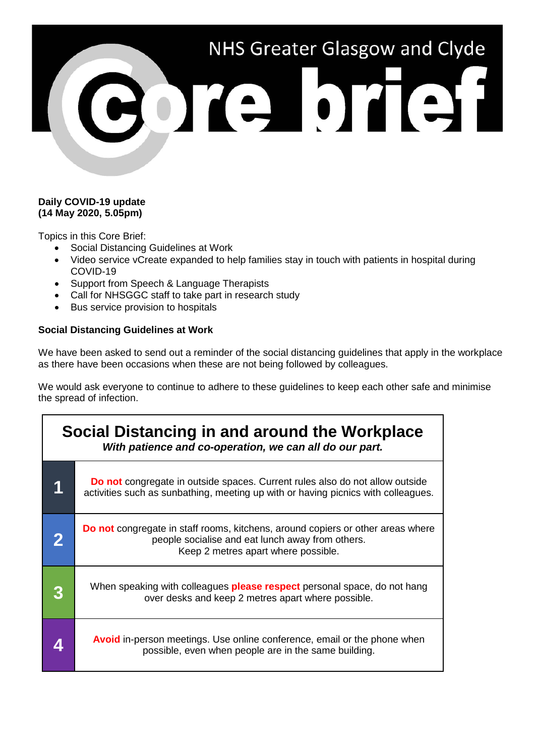# NHS Greater Glasgow and Clyde Core brief

**Daily COVID-19 update**
**(14 May 2020, 5.05pm)**

Topics in this Core Brief:

- Social Distancing Guidelines at Work
- Video service vCreate expanded to help families stay in touch with patients in hospital during COVID-19
- Support from Speech & Language Therapists
- Call for NHSGGC staff to take part in research study
- Bus service provision to hospitals

**Social Distancing Guidelines at Work**

We have been asked to send out a reminder of the social distancing guidelines that apply in the workplace as there have been occasions when these are not being followed by colleagues.

We would ask everyone to continue to adhere to these guidelines to keep each other safe and minimise the spread of infection.

## Social Distancing in and around the Workplace

***With patience and co-operation, we can all do our part.***

| | |
|---|---|
| **1** | **Do not** congregate in outside spaces. Current rules also do not allow outside activities such as sunbathing, meeting up with or having picnics with colleagues. |
| **2** | **Do not** congregate in staff rooms, kitchens, around copiers or other areas where people socialise and eat lunch away from others. Keep 2 metres apart where possible. |
| **3** | When speaking with colleagues **please respect** personal space, do not hang over desks and keep 2 metres apart where possible. |
| **4** | **Avoid** in-person meetings. Use online conference, email or the phone when possible, even when people are in the same building. |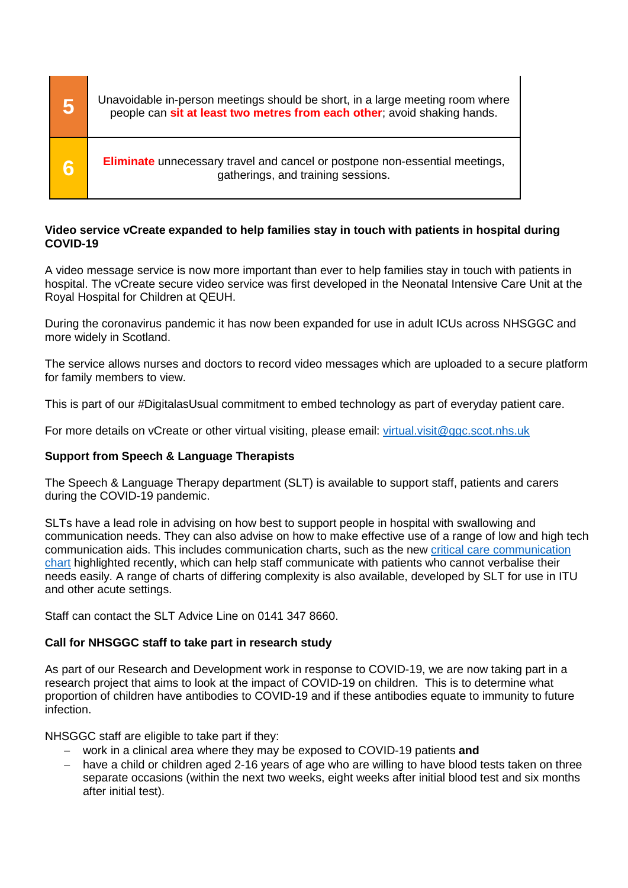| | |
|---|---|
| 5 | Unavoidable in-person meetings should be short, in a large meeting room where people can **sit at least two metres from each other**; avoid shaking hands. |
| 6 | **Eliminate** unnecessary travel and cancel or postpone non-essential meetings, gatherings, and training sessions. |

**Video service vCreate expanded to help families stay in touch with patients in hospital during COVID-19**

A video message service is now more important than ever to help families stay in touch with patients in hospital. The vCreate secure video service was first developed in the Neonatal Intensive Care Unit at the Royal Hospital for Children at QEUH.

During the coronavirus pandemic it has now been expanded for use in adult ICUs across NHSGGC and more widely in Scotland.

The service allows nurses and doctors to record video messages which are uploaded to a secure platform for family members to view.

This is part of our #DigitalasUsual commitment to embed technology as part of everyday patient care.

For more details on vCreate or other virtual visiting, please email: virtual.visit@ggc.scot.nhs.uk

**Support from Speech & Language Therapists**

The Speech & Language Therapy department (SLT) is available to support staff, patients and carers during the COVID-19 pandemic.

SLTs have a lead role in advising on how best to support people in hospital with swallowing and communication needs. They can also advise on how to make effective use of a range of low and high tech communication aids. This includes communication charts, such as the new critical care communication chart highlighted recently, which can help staff communicate with patients who cannot verbalise their needs easily. A range of charts of differing complexity is also available, developed by SLT for use in ITU and other acute settings.

Staff can contact the SLT Advice Line on 0141 347 8660.

**Call for NHSGGC staff to take part in research study**

As part of our Research and Development work in response to COVID-19, we are now taking part in a research project that aims to look at the impact of COVID-19 on children. This is to determine what proportion of children have antibodies to COVID-19 and if these antibodies equate to immunity to future infection.

NHSGGC staff are eligible to take part if they:

- work in a clinical area where they may be exposed to COVID-19 patients **and**
- have a child or children aged 2-16 years of age who are willing to have blood tests taken on three separate occasions (within the next two weeks, eight weeks after initial blood test and six months after initial test).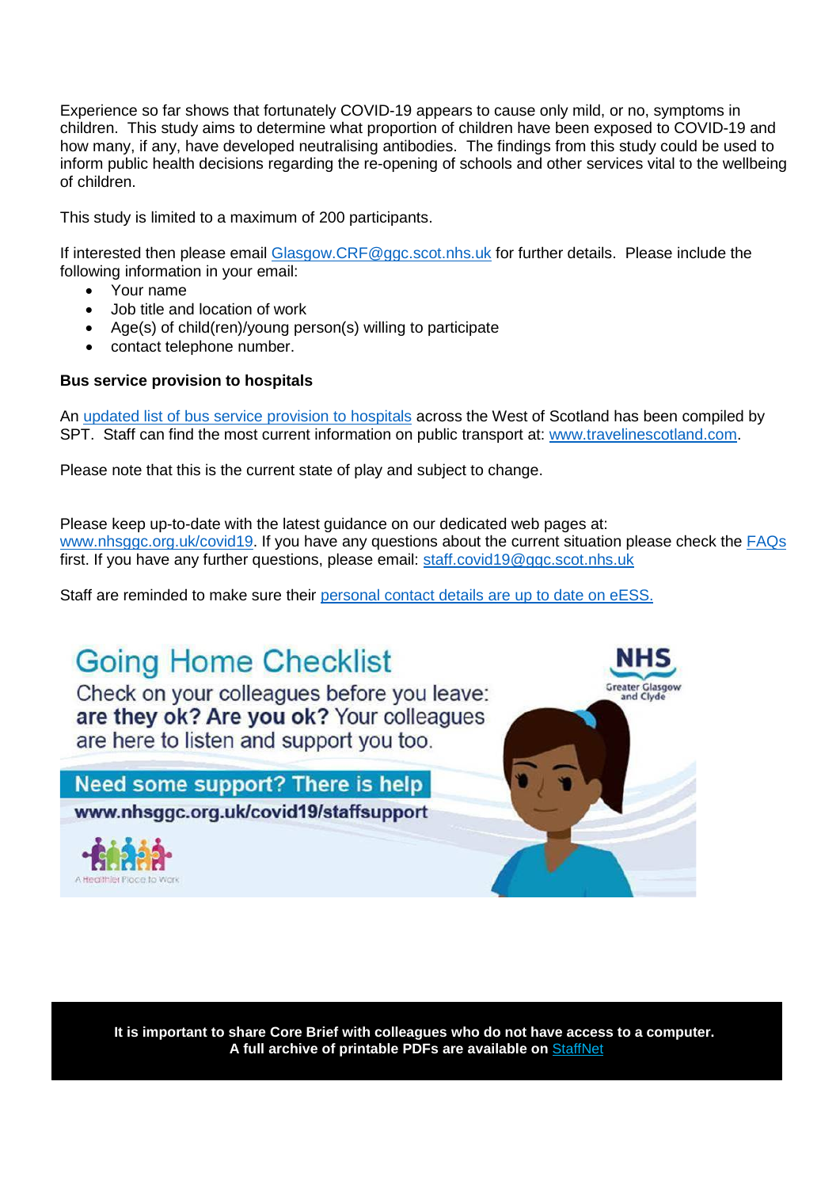Experience so far shows that fortunately COVID-19 appears to cause only mild, or no, symptoms in children. This study aims to determine what proportion of children have been exposed to COVID-19 and how many, if any, have developed neutralising antibodies. The findings from this study could be used to inform public health decisions regarding the re-opening of schools and other services vital to the wellbeing of children.

This study is limited to a maximum of 200 participants.

If interested then please email Glasgow.CRF@ggc.scot.nhs.uk for further details. Please include the following information in your email:

- Your name
- Job title and location of work
- Age(s) of child(ren)/young person(s) willing to participate
- contact telephone number.

**Bus service provision to hospitals**

An updated list of bus service provision to hospitals across the West of Scotland has been compiled by SPT. Staff can find the most current information on public transport at: www.travelinescotland.com.

Please note that this is the current state of play and subject to change.

Please keep up-to-date with the latest guidance on our dedicated web pages at: www.nhsggc.org.uk/covid19. If you have any questions about the current situation please check the FAQs first. If you have any further questions, please email: staff.covid19@ggc.scot.nhs.uk

Staff are reminded to make sure their personal contact details are up to date on eESS.

Going Home Checklist

Check on your colleagues before you leave: **are they ok? Are you ok?** Your colleagues are here to listen and support you too.

Need some support? There is help

www.nhsggc.org.uk/covid19/staffsupport

NHS Greater Glasgow and Clyde

A Healthier Place to Work

**It is important to share Core Brief with colleagues who do not have access to a computer.**
**A full archive of printable PDFs are available on StaffNet**